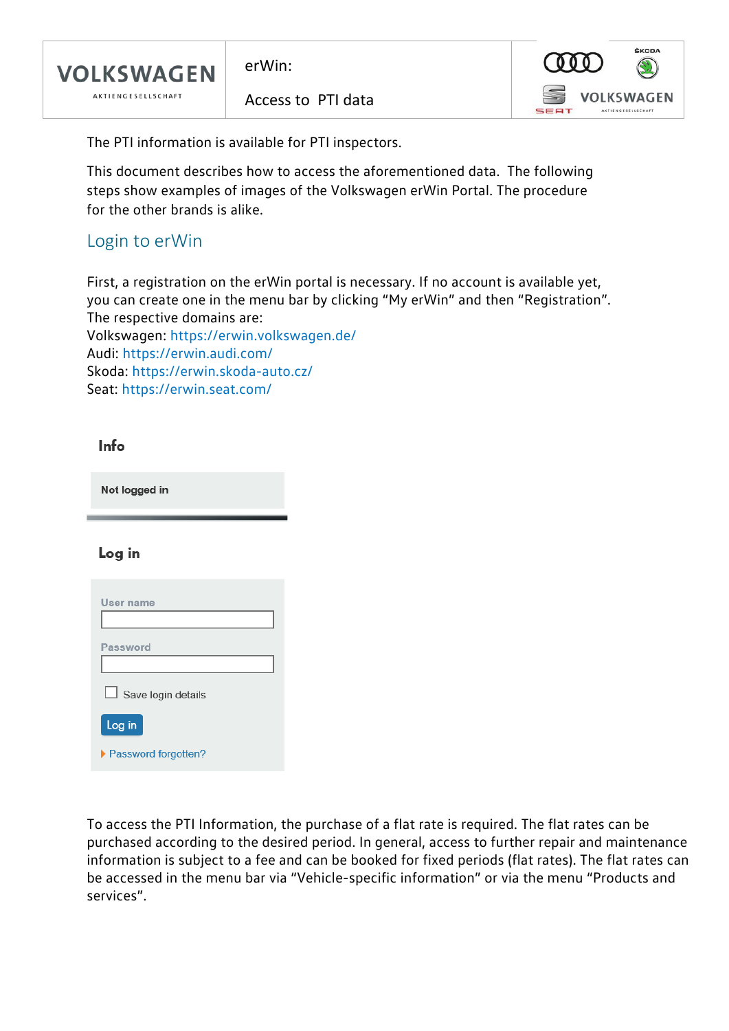| VOLKSWAGEN AKTIENGESELLSCHAFT | erWin:<br><br>Access to PTI data | |
|---|---|---|

The PTI information is available for PTI inspectors.

This document describes how to access the aforementioned data. The following steps show examples of images of the Volkswagen erWin Portal. The procedure for the other brands is alike.

## Login to erWin

First, a registration on the erWin portal is necessary. If no account is available yet, you can create one in the menu bar by clicking "My erWin" and then "Registration".
The respective domains are:
Volkswagen: https://erwin.volkswagen.de/
Audi: https://erwin.audi.com/
Skoda: https://erwin.skoda-auto.cz/
Seat: https://erwin.seat.com/

**Info**

**Not logged in**

**Log in**

User name

Password

Save login details

Log in

Password forgotten?

To access the PTI Information, the purchase of a flat rate is required. The flat rates can be purchased according to the desired period. In general, access to further repair and maintenance information is subject to a fee and can be booked for fixed periods (flat rates). The flat rates can be accessed in the menu bar via "Vehicle-specific information" or via the menu "Products and services".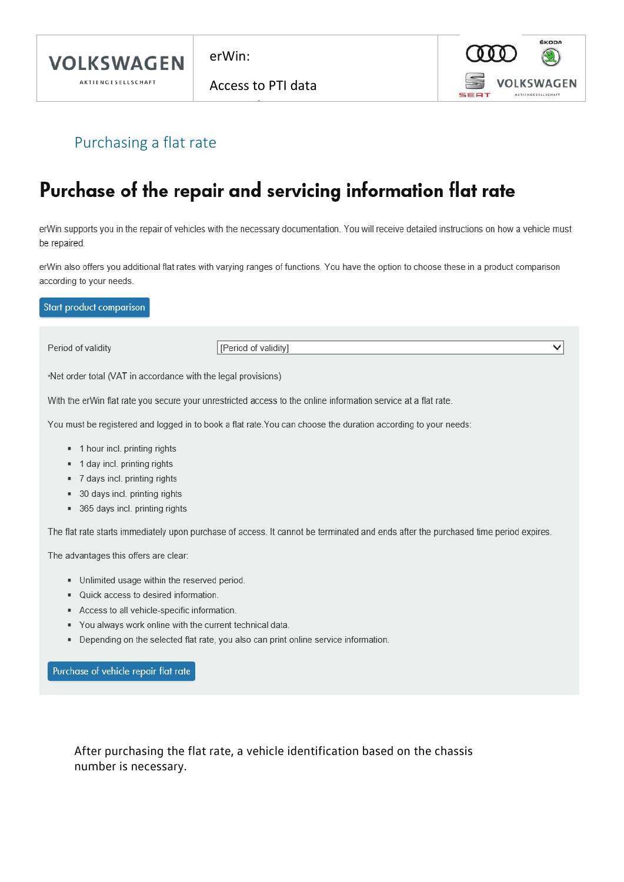## Purchasing a flat rate

# Purchase of the repair and servicing information flat rate

erWin supports you in the repair of vehicles with the necessary documentation. You will receive detailed instructions on how a vehicle must be repaired.

erWin also offers you additional flat rates with varying ranges of functions. You have the option to choose these in a product comparison according to your needs.

Start product comparison

Period of validity [Period of validity]

*Net order total (VAT in accordance with the legal provisions)

With the erWin flat rate you secure your unrestricted access to the online information service at a flat rate.

You must be registered and logged in to book a flat rate.You can choose the duration according to your needs:

- 1 hour incl. printing rights
- 1 day incl. printing rights
- 7 days incl. printing rights
- 30 days incl. printing rights
- 365 days incl. printing rights

The flat rate starts immediately upon purchase of access. It cannot be terminated and ends after the purchased time period expires.

The advantages this offers are clear:

- Unlimited usage within the reserved period.
- Quick access to desired information.
- Access to all vehicle-specific information.
- You always work online with the current technical data.
- Depending on the selected flat rate, you also can print online service information.

Purchase of vehicle repair flat rate

After purchasing the flat rate, a vehicle identification based on the chassis number is necessary.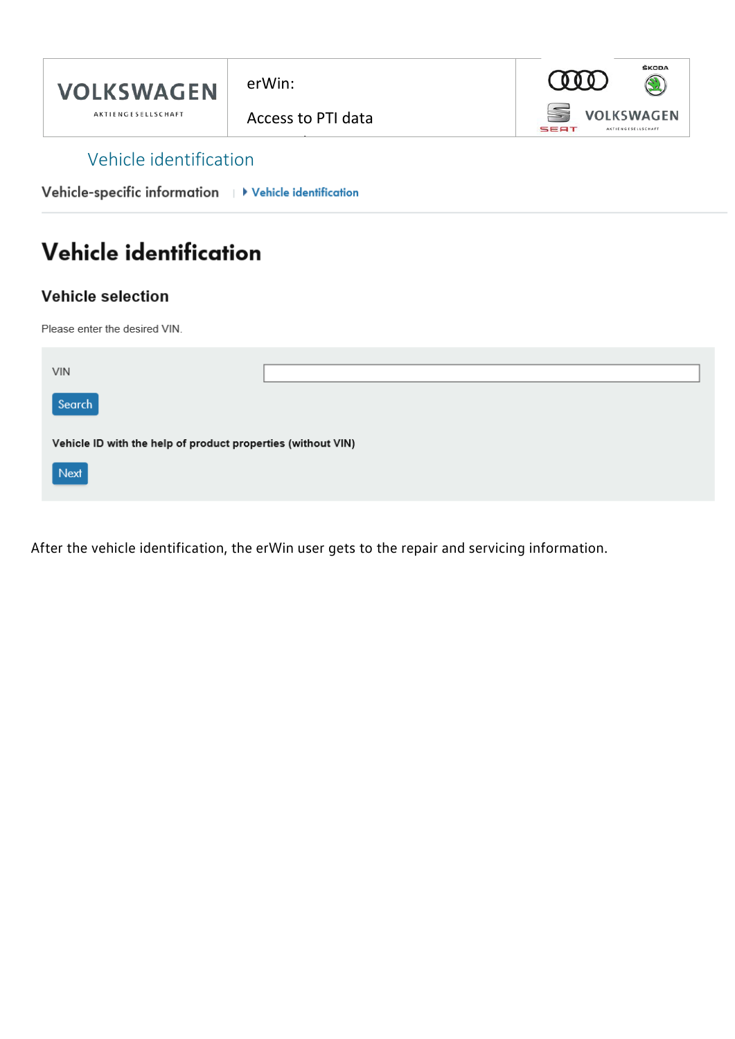## Vehicle identification

Vehicle-specific information | ▸ Vehicle identification

# Vehicle identification

### Vehicle selection

Please enter the desired VIN.

VIN

Search

**Vehicle ID with the help of product properties (without VIN)**

Next

After the vehicle identification, the erWin user gets to the repair and servicing information.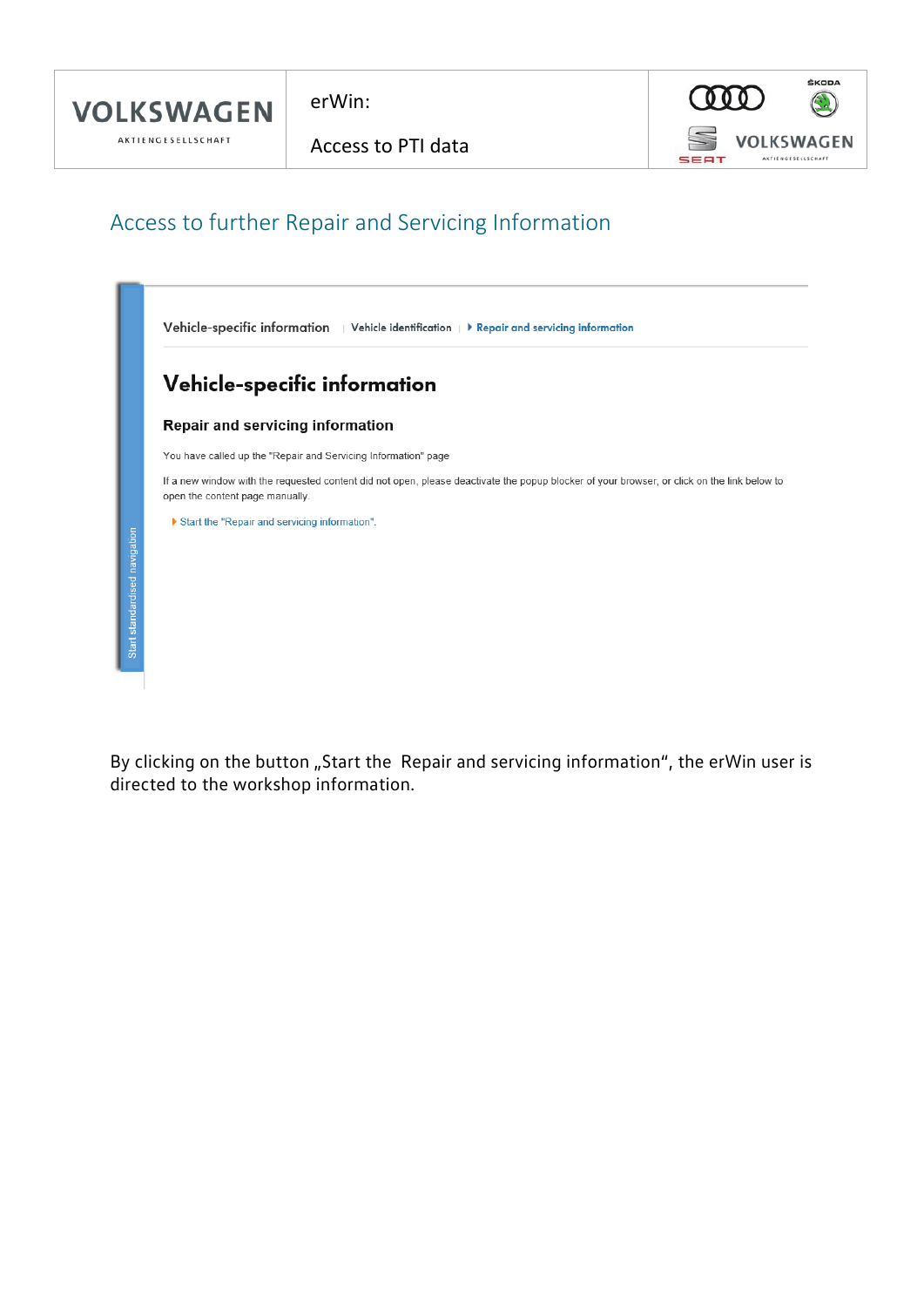## Access to further Repair and Servicing Information

Vehicle-specific information | Vehicle identification | Repair and servicing information

# Vehicle-specific information

### Repair and servicing information

You have called up the "Repair and Servicing Information" page

If a new window with the requested content did not open, please deactivate the popup blocker of your browser, or click on the link below to open the content page manually.

- Start the "Repair and servicing information".

Start standardised navigation

By clicking on the button „Start the  Repair and servicing information“, the erWin user is directed to the workshop information.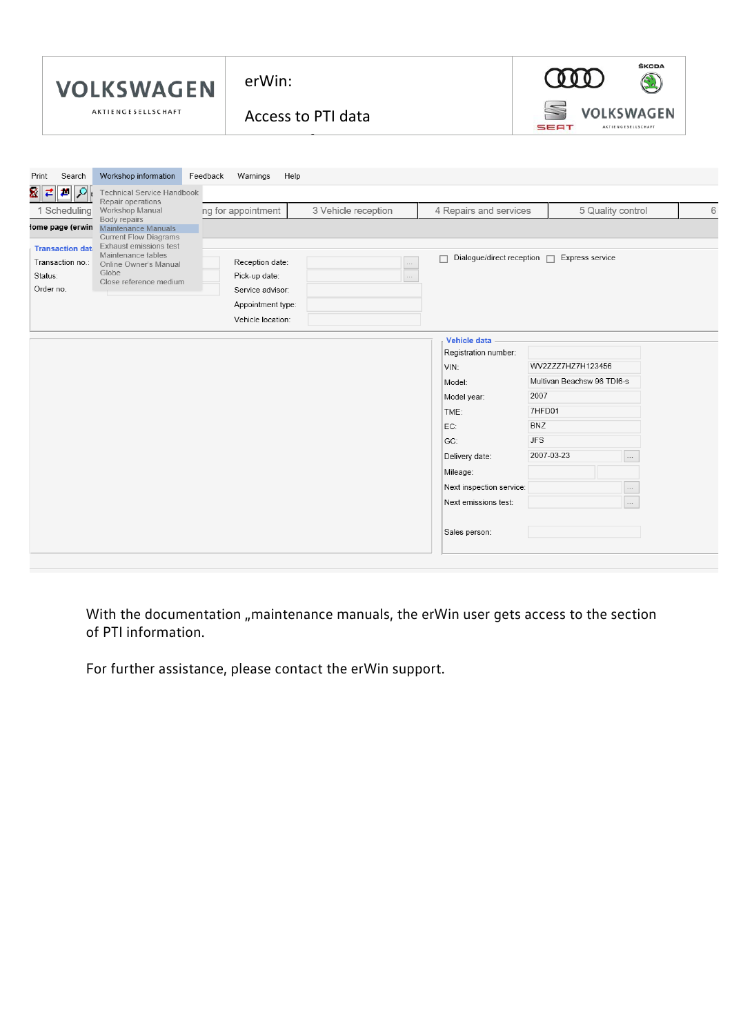With the documentation „maintenance manuals, the erWin user gets access to the section of PTI information.

For further assistance, please contact the erWin support.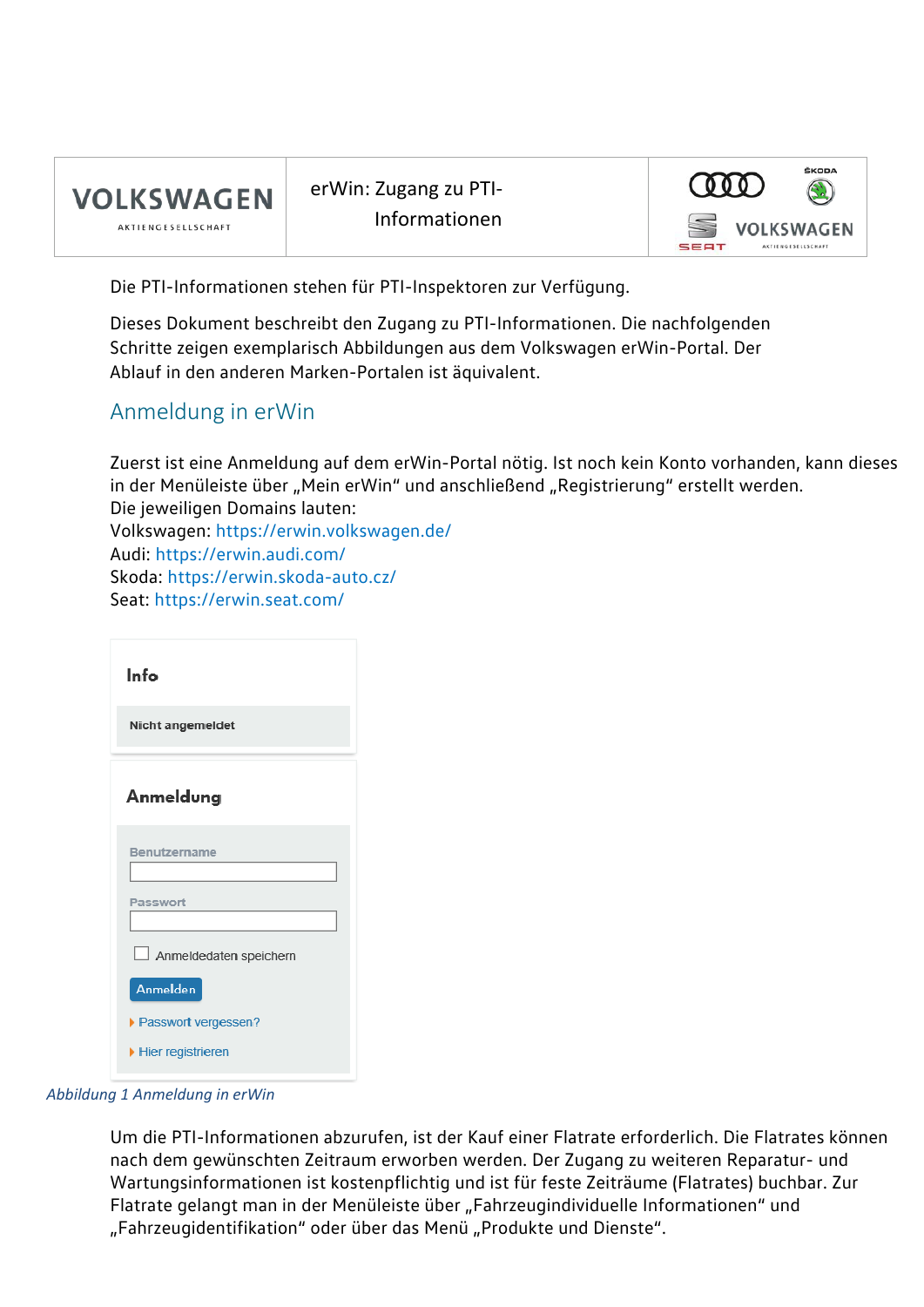Die PTI-Informationen stehen für PTI-Inspektoren zur Verfügung.

Dieses Dokument beschreibt den Zugang zu PTI-Informationen. Die nachfolgenden Schritte zeigen exemplarisch Abbildungen aus dem Volkswagen erWin-Portal. Der Ablauf in den anderen Marken-Portalen ist äquivalent.

## Anmeldung in erWin

Zuerst ist eine Anmeldung auf dem erWin-Portal nötig. Ist noch kein Konto vorhanden, kann dieses in der Menüleiste über „Mein erWin" und anschließend „Registrierung" erstellt werden.
Die jeweiligen Domains lauten:
Volkswagen: https://erwin.volkswagen.de/
Audi: https://erwin.audi.com/
Skoda: https://erwin.skoda-auto.cz/
Seat: https://erwin.seat.com/

Info

Nicht angemeldet

Anmeldung

Benutzername

Passwort

Anmeldedaten speichern

Anmelden

Passwort vergessen?

Hier registrieren

*Abbildung 1 Anmeldung in erWin*

Um die PTI-Informationen abzurufen, ist der Kauf einer Flatrate erforderlich. Die Flatrates können nach dem gewünschten Zeitraum erworben werden. Der Zugang zu weiteren Reparatur- und Wartungsinformationen ist kostenpflichtig und ist für feste Zeiträume (Flatrates) buchbar. Zur Flatrate gelangt man in der Menüleiste über „Fahrzeugindividuelle Informationen" und „Fahrzeugidentifikation" oder über das Menü „Produkte und Dienste".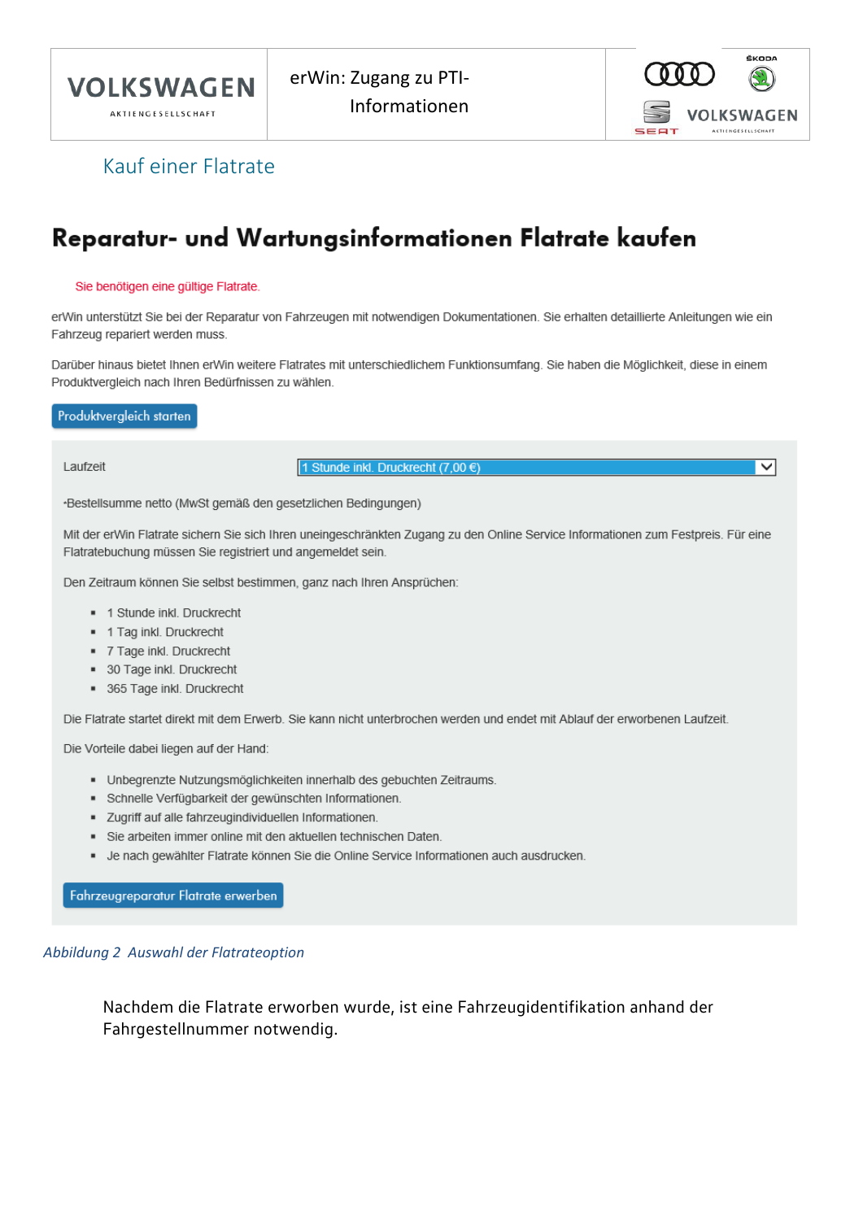## Kauf einer Flatrate

# Reparatur- und Wartungsinformationen Flatrate kaufen

Sie benötigen eine gültige Flatrate.

erWin unterstützt Sie bei der Reparatur von Fahrzeugen mit notwendigen Dokumentationen. Sie erhalten detaillierte Anleitungen wie ein Fahrzeug repariert werden muss.

Darüber hinaus bietet Ihnen erWin weitere Flatrates mit unterschiedlichem Funktionsumfang. Sie haben die Möglichkeit, diese in einem Produktvergleich nach Ihren Bedürfnissen zu wählen.

Produktvergleich starten

Laufzeit 1 Stunde inkl. Druckrecht (7,00 €)

•Bestellsumme netto (MwSt gemäß den gesetzlichen Bedingungen)

Mit der erWin Flatrate sichern Sie sich Ihren uneingeschränkten Zugang zu den Online Service Informationen zum Festpreis. Für eine Flatratebuchung müssen Sie registriert und angemeldet sein.

Den Zeitraum können Sie selbst bestimmen, ganz nach Ihren Ansprüchen:

- 1 Stunde inkl. Druckrecht
- 1 Tag inkl. Druckrecht
- 7 Tage inkl. Druckrecht
- 30 Tage inkl. Druckrecht
- 365 Tage inkl. Druckrecht

Die Flatrate startet direkt mit dem Erwerb. Sie kann nicht unterbrochen werden und endet mit Ablauf der erworbenen Laufzeit.

Die Vorteile dabei liegen auf der Hand:

- Unbegrenzte Nutzungsmöglichkeiten innerhalb des gebuchten Zeitraums.
- Schnelle Verfügbarkeit der gewünschten Informationen.
- Zugriff auf alle fahrzeugindividuellen Informationen.
- Sie arbeiten immer online mit den aktuellen technischen Daten.
- Je nach gewählter Flatrate können Sie die Online Service Informationen auch ausdrucken.

Fahrzeugreparatur Flatrate erwerben

*Abbildung 2 Auswahl der Flatrateoption*

Nachdem die Flatrate erworben wurde, ist eine Fahrzeugidentifikation anhand der Fahrgestellnummer notwendig.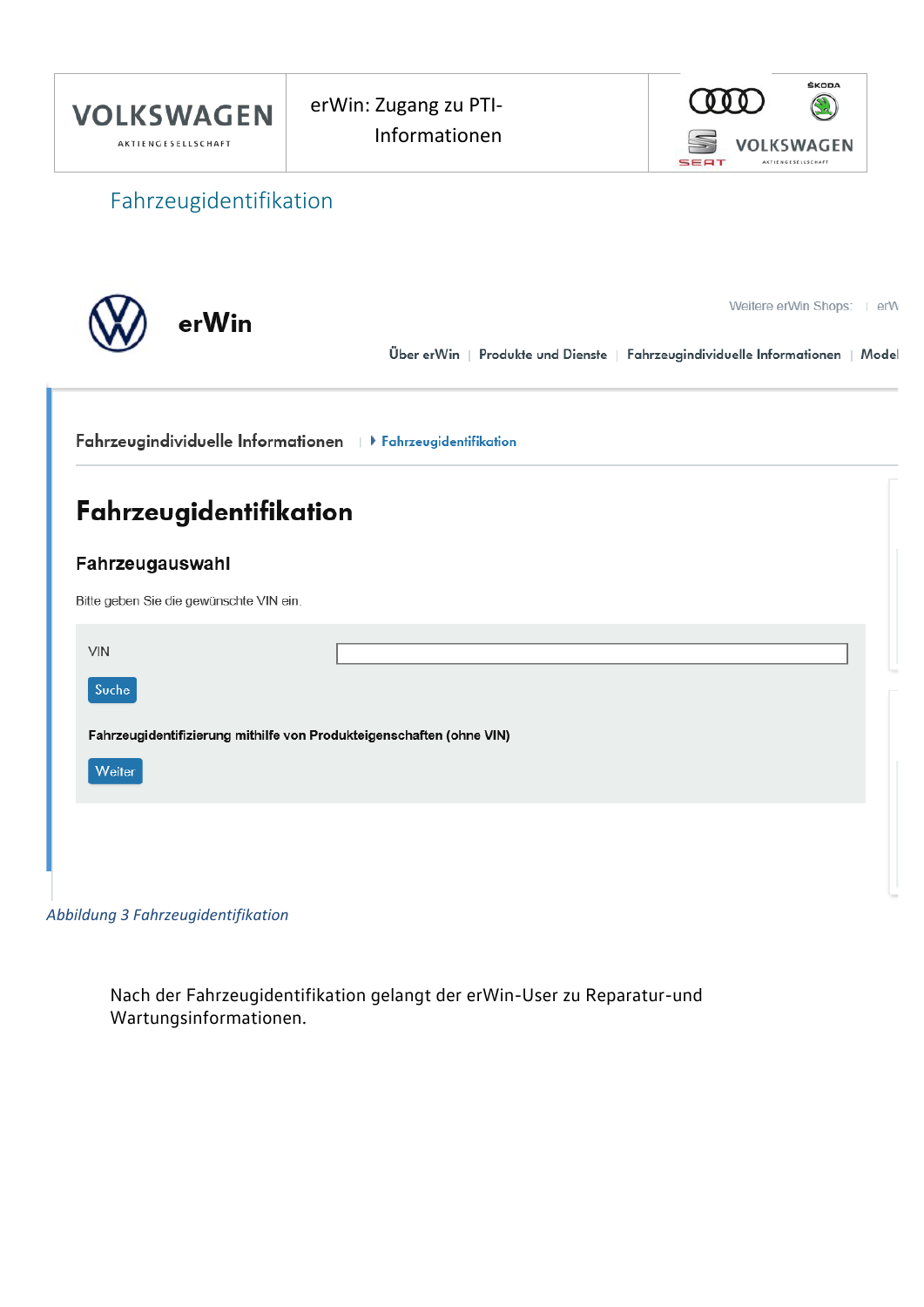## Fahrzeugidentifikation

erWin

Weitere erWin Shops: | erW

Über erWin | Produkte und Dienste | Fahrzeugindividuelle Informationen | Model

Fahrzeugindividuelle Informationen | Fahrzeugidentifikation

**Fahrzeugidentifikation**

**Fahrzeugauswahl**

Bitte geben Sie die gewünschte VIN ein.

VIN

Suche

**Fahrzeugidentifizierung mithilfe von Produkteigenschaften (ohne VIN)**

Weiter

*Abbildung 3 Fahrzeugidentifikation*

Nach der Fahrzeugidentifikation gelangt der erWin-User zu Reparatur-und Wartungsinformationen.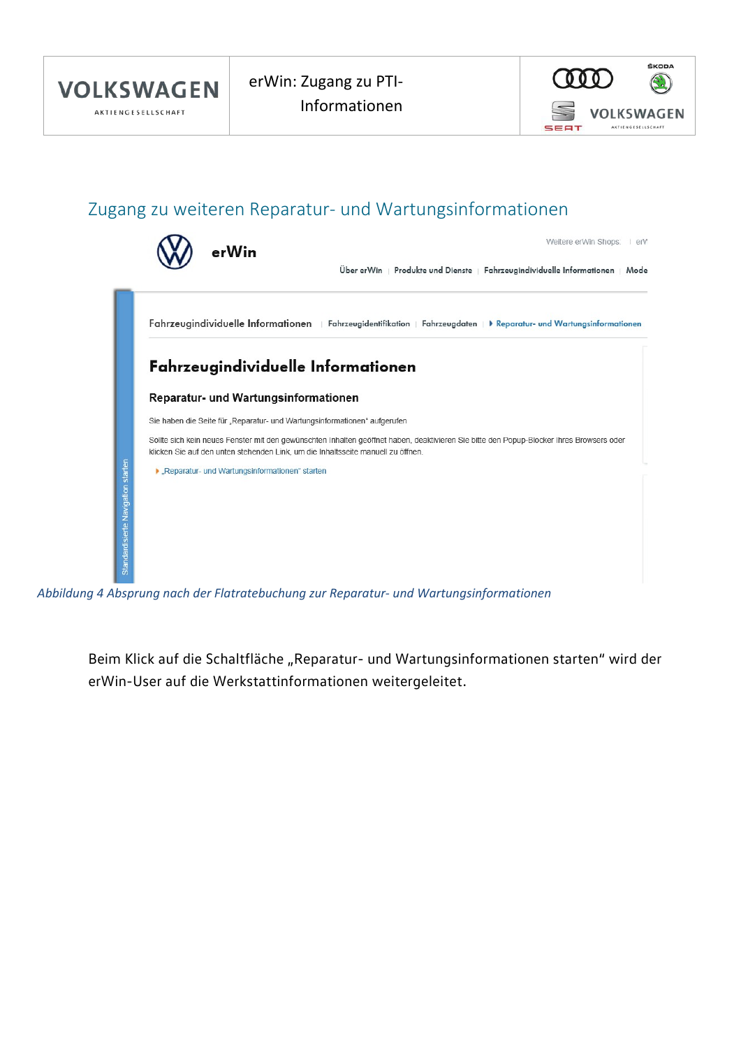## Zugang zu weiteren Reparatur- und Wartungsinformationen

erWin

Weitere erWin Shops: | erV

Über erWin | Produkte und Dienste | Fahrzeugindividuelle Informationen | Mode

Fahrzeugindividuelle Informationen | Fahrzeugidentifikation | Fahrzeugdaten | Reparatur- und Wartungsinformationen

**Fahrzeugindividuelle Informationen**

**Reparatur- und Wartungsinformationen**

Sie haben die Seite für „Reparatur- und Wartungsinformationen" aufgerufen

Sollte sich kein neues Fenster mit den gewünschten Inhalten geöffnet haben, deaktivieren Sie bitte den Popup-Blocker Ihres Browsers oder klicken Sie auf den unten stehenden Link, um die Inhaltsseite manuell zu öffnen.

▸ „Reparatur- und Wartungsinformationen" starten

Standardisierte Navigation starten

*Abbildung 4 Absprung nach der Flatratebuchung zur Reparatur- und Wartungsinformationen*

Beim Klick auf die Schaltfläche „Reparatur- und Wartungsinformationen starten" wird der erWin-User auf die Werkstattinformationen weitergeleitet.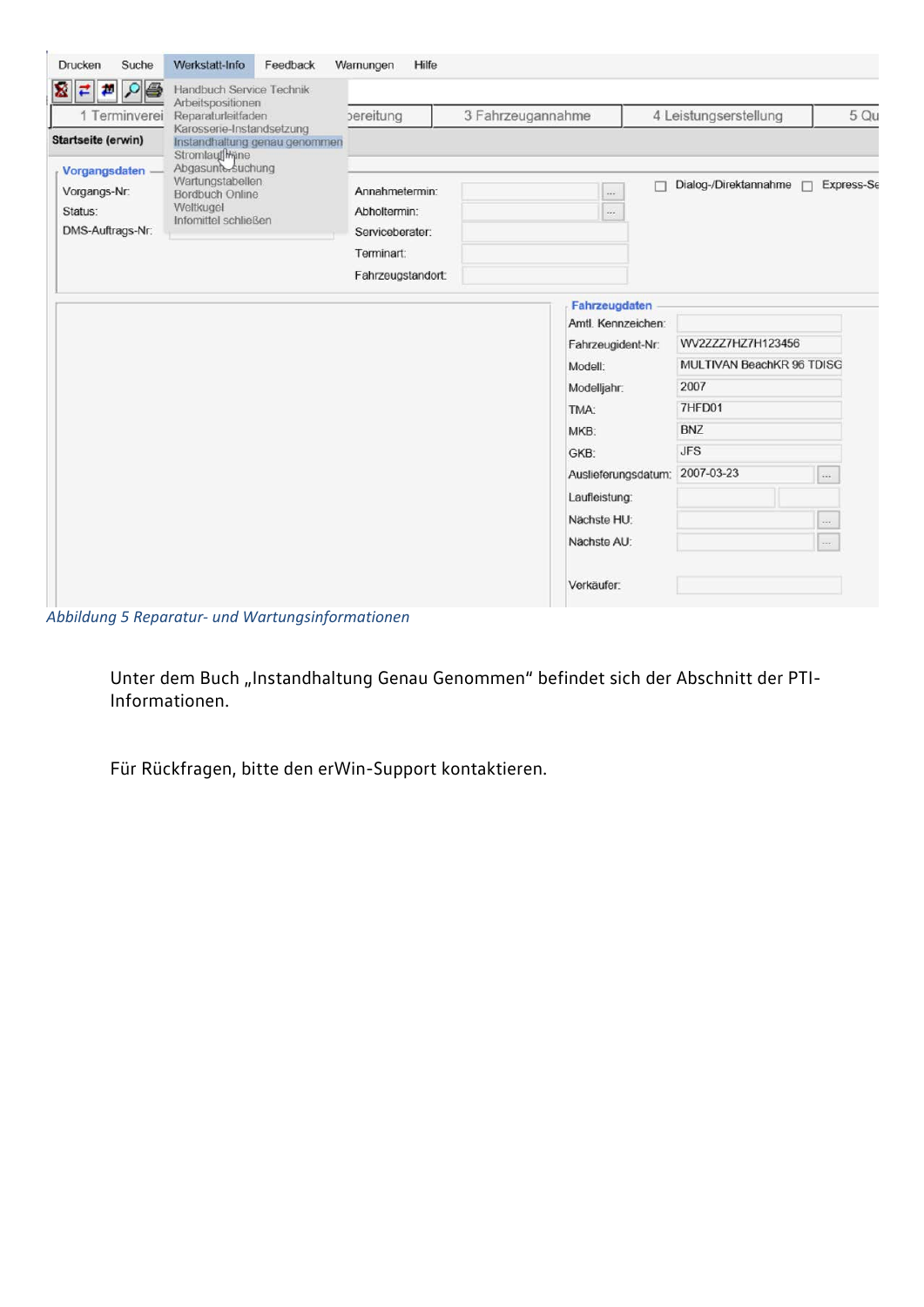*Abbildung 5 Reparatur- und Wartungsinformationen*

Unter dem Buch „Instandhaltung Genau Genommen“ befindet sich der Abschnitt der PTI-Informationen.

Für Rückfragen, bitte den erWin-Support kontaktieren.